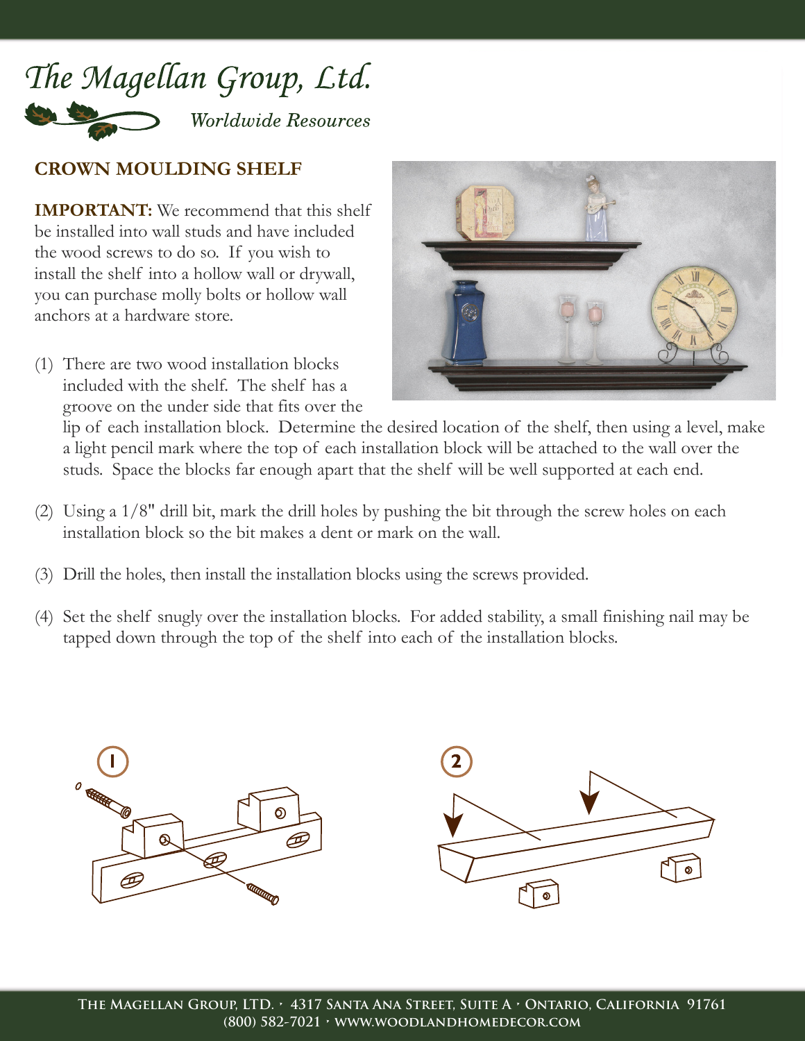The Magellan Group, Ltd.

*Worldwide Resources*

## CROWN MOULDING SHELF

**IMPORTANT:** We recommend that this shelf be installed into wall studs and have included the wood screws to do so. If you wish to install the shelf into a hollow wall or drywall, you can purchase molly bolts or hollow wall anchors at a hardware store.

(1) There are two wood installation blocks included with the shelf. The shelf has a groove on the under side that fits over the lip of each installation block. Determine the desired location of the shelf, then using a level, make a light pencil mark where the top of each installation block will be attached to the wall over the studs. Space the blocks far enough apart that the shelf will be well supported at each end.

(2) Using a 1/8" drill bit, mark the drill holes by pushing the bit through the screw holes on each installation block so the bit makes a dent or mark on the wall.

(3) Drill the holes, then install the installation blocks using the screws provided.

(4) Set the shelf snugly over the installation blocks. For added stability, a small finishing nail may be tapped down through the top of the shelf into each of the installation blocks.

1

2

The Magellan Group, Ltd. · 4317 Santa Ana Street, Suite A · Ontario, California 91761
(800) 582-7021 · www.woodlandhomedecor.com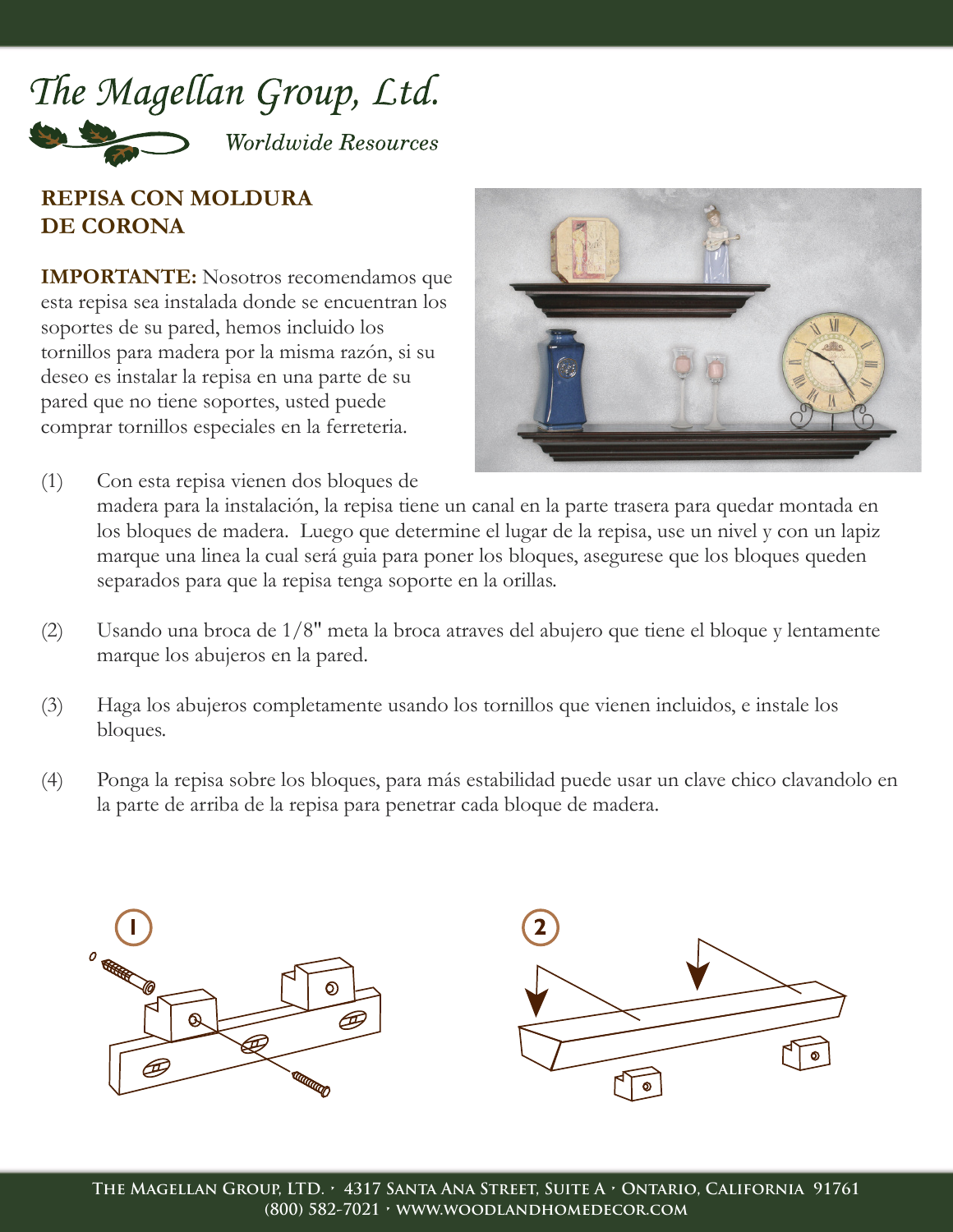# The Magellan Group, Ltd.

*Worldwide Resources*

## REPISA CON MOLDURA DE CORONA

**IMPORTANTE:** Nosotros recomendamos que esta repisa sea instalada donde se encuentran los soportes de su pared, hemos incluido los tornillos para madera por la misma razón, si su deseo es instalar la repisa en una parte de su pared que no tiene soportes, usted puede comprar tornillos especiales en la ferreteria.

(1) Con esta repisa vienen dos bloques de madera para la instalación, la repisa tiene un canal en la parte trasera para quedar montada en los bloques de madera. Luego que determine el lugar de la repisa, use un nivel y con un lapiz marque una linea la cual será guia para poner los bloques, asegurese que los bloques queden separados para que la repisa tenga soporte en la orillas.

(2) Usando una broca de 1/8" meta la broca atraves del abujero que tiene el bloque y lentamente marque los abujeros en la pared.

(3) Haga los abujeros completamente usando los tornillos que vienen incluidos, e instale los bloques.

(4) Ponga la repisa sobre los bloques, para más estabilidad puede usar un clave chico clavandolo en la parte de arriba de la repisa para penetrar cada bloque de madera.

1

2

The Magellan Group, LTD. · 4317 Santa Ana Street, Suite A · Ontario, California 91761
(800) 582-7021 · www.woodlandhomedecor.com